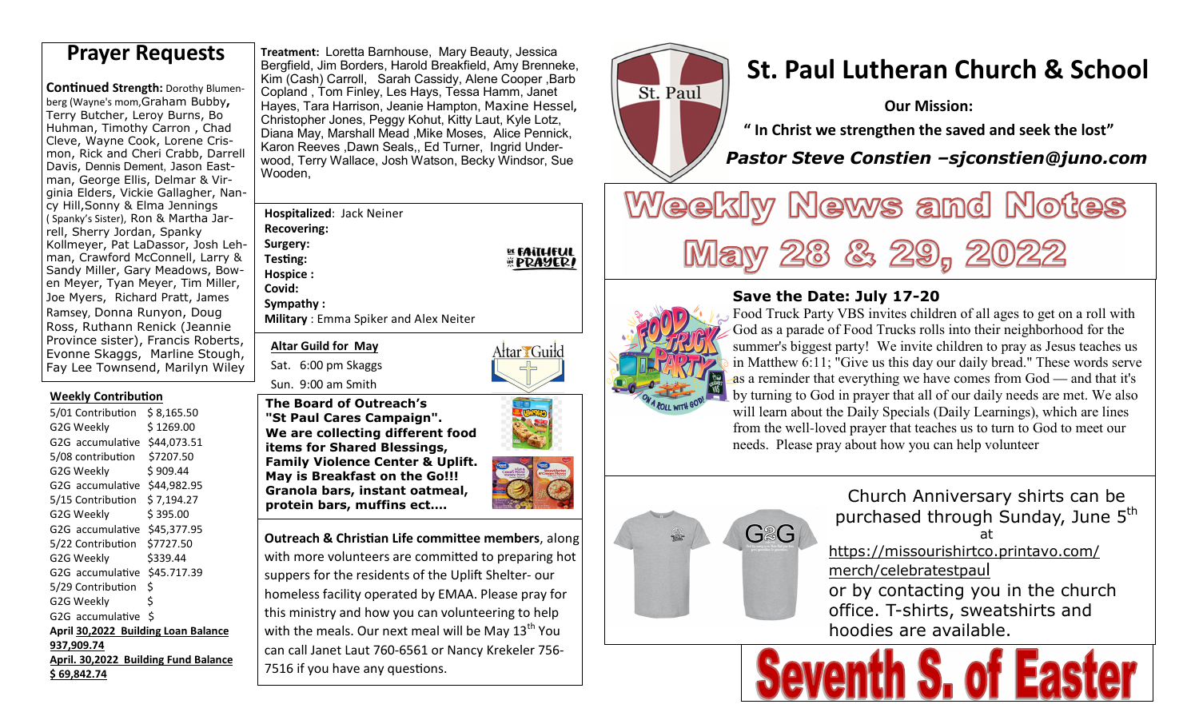# St. Paul Lutheran Church & School

**Our Mission:**

**" In Christ we strengthen the saved and seek the lost"**

***Pastor Steve Constien –sjconstien@juno.com***

# Weekly News and Notes

# May 28 & 29, 2022

## Prayer Requests

**Continued Strength:** Dorothy Blumenberg (Wayne's mom, Graham Bubby, Terry Butcher, Leroy Burns, Bo Huhman, Timothy Carron , Chad Cleve, Wayne Cook, Lorene Crismon, Rick and Cheri Crabb, Darrell Davis, Dennis Dement, Jason Eastman, George Ellis, Delmar & Virginia Elders, Vickie Gallagher, Nancy Hill, Sonny & Elma Jennings ( Spanky's Sister), Ron & Martha Jarrell, Sherry Jordan, Spanky Kollmeyer, Pat LaDassor, Josh Lehman, Crawford McConnell, Larry & Sandy Miller, Gary Meadows, Bowen Meyer, Tyan Meyer, Tim Miller, Joe Myers, Richard Pratt, James Ramsey, Donna Runyon, Doug Ross, Ruthann Renick (Jeannie Province sister), Francis Roberts, Evonne Skaggs, Marline Stough, Fay Lee Townsend, Marilyn Wiley

**Treatment:** Loretta Barnhouse, Mary Beauty, Jessica Bergfield, Jim Borders, Harold Breakfield, Amy Brenneke, Kim (Cash) Carroll, Sarah Cassidy, Alene Cooper ,Barb Copland , Tom Finley, Les Hays, Tessa Hamm, Janet Hayes, Tara Harrison, Jeanie Hampton, Maxine Hessel, Christopher Jones, Peggy Kohut, Kitty Laut, Kyle Lotz, Diana May, Marshall Mead ,Mike Moses, Alice Pennick, Karon Reeves ,Dawn Seals,, Ed Turner, Ingrid Underwood, Terry Wallace, Josh Watson, Becky Windsor, Sue Wooden,

**Hospitalized**: Jack Neiner
**Recovering:**
**Surgery:**
**Testing:**
**Hospice :**
**Covid:**
**Sympathy :**
**Military** : Emma Spiker and Alex Neiter

BE FAITHFUL IN PRAYER!

### Weekly Contribution

| | |
|---|---|
| 5/01 Contribution | $ 8,165.50 |
| G2G Weekly | $ 1269.00 |
| G2G accumulative | $44,073.51 |
| 5/08 contribution | $7207.50 |
| G2G Weekly | $ 909.44 |
| G2G accumulative | $44,982.95 |
| 5/15 Contribution | $ 7,194.27 |
| G2G Weekly | $ 395.00 |
| G2G accumulative | $45,377.95 |
| 5/22 Contribution | $7727.50 |
| G2G Weekly | $339.44 |
| G2G accumulative | $45.717.39 |
| 5/29 Contribution | $ |
| G2G Weekly | $ |
| G2G accumulative | $ |

**April 30,2022 Building Loan Balance 937,909.74**

**April. 30,2022 Building Fund Balance $ 69,842.74**

### Altar Guild for May

Sat. 6:00 pm Skaggs

Sun. 9:00 am Smith

**The Board of Outreach's "St Paul Cares Campaign". We are collecting different food items for Shared Blessings, Family Violence Center & Uplift. May is Breakfast on the Go!!! Granola bars, instant oatmeal, protein bars, muffins ect....**

**Outreach & Christian Life committee members**, along with more volunteers are committed to preparing hot suppers for the residents of the Uplift Shelter- our homeless facility operated by EMAA. Please pray for this ministry and how you can volunteering to help with the meals. Our next meal will be May 13th You can call Janet Laut 760-6561 or Nancy Krekeler 756-7516 if you have any questions.

### Save the Date: July 17-20

Food Truck Party VBS invites children of all ages to get on a roll with God as a parade of Food Trucks rolls into their neighborhood for the summer's biggest party! We invite children to pray as Jesus teaches us in Matthew 6:11; "Give us this day our daily bread." These words serve as a reminder that everything we have comes from God — and that it's by turning to God in prayer that all of our daily needs are met. We also will learn about the Daily Specials (Daily Learnings), which are lines from the well-loved prayer that teaches us to turn to God to meet our needs. Please pray about how you can help volunteer

Church Anniversary shirts can be purchased through Sunday, June 5th at https://missourishirtco.printavo.com/merch/celebratestpaul or by contacting you in the church office. T-shirts, sweatshirts and hoodies are available.

# Seventh S. of Easter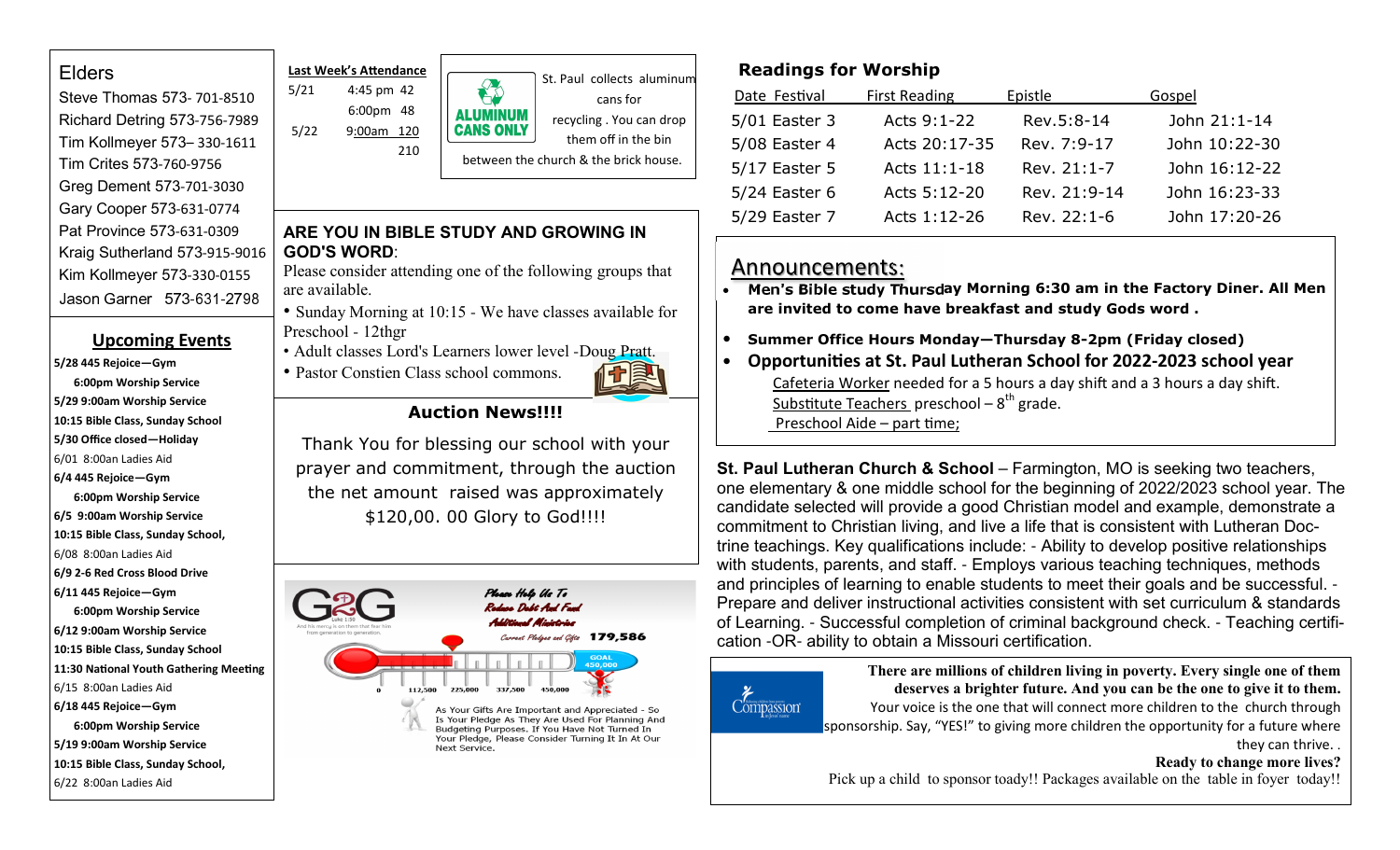## Elders

Steve Thomas 573- 701-8510
Richard Detring 573-756-7989
Tim Kollmeyer 573– 330-1611
Tim Crites 573-760-9756
Greg Dement 573-701-3030
Gary Cooper 573-631-0774
Pat Province 573-631-0309
Kraig Sutherland 573-915-9016
Kim Kollmeyer 573-330-0155
Jason Garner 573-631-2798

## Upcoming Events

**5/28 445 Rejoice—Gym**
**6:00pm Worship Service**
**5/29 9:00am Worship Service**
**10:15 Bible Class, Sunday School**
**5/30 Office closed—Holiday**
6/01 8:00an Ladies Aid
**6/4 445 Rejoice—Gym**
**6:00pm Worship Service**
**6/5 9:00am Worship Service**
**10:15 Bible Class, Sunday School,**
6/08 8:00an Ladies Aid
**6/9 2-6 Red Cross Blood Drive**
**6/11 445 Rejoice—Gym**
**6:00pm Worship Service**
**6/12 9:00am Worship Service**
**10:15 Bible Class, Sunday School**
**11:30 National Youth Gathering Meeting**
6/15 8:00an Ladies Aid
**6/18 445 Rejoice—Gym**
**6:00pm Worship Service**
**5/19 9:00am Worship Service**
**10:15 Bible Class, Sunday School,**
6/22 8:00an Ladies Aid

**Last Week's Attendance**

| | | |
|---|---|---|
| 5/21 | 4:45 pm | 42 |
| | 6:00pm | 48 |
| 5/22 | 9:00am | 120 |
| | | 210 |

ALUMINUM CANS ONLY

St. Paul collects aluminum cans for recycling . You can drop them off in the bin between the church & the brick house.

### ARE YOU IN BIBLE STUDY AND GROWING IN GOD'S WORD:

Please consider attending one of the following groups that are available.

- Sunday Morning at 10:15 - We have classes available for Preschool - 12thgr
- Adult classes Lord's Learners lower level -Doug Pratt.
- Pastor Constien Class school commons.

### Auction News!!!!

Thank You for blessing our school with your prayer and commitment, through the auction the net amount raised was approximately $120,00. 00 Glory to God!!!!

G2G

Luke 1:50
And his mercy is on them that fear him from generation to generation.

Please Help Us To Reduce Debt And Fund Additional Ministries

Current Pledges and Gifts 179,586

GOAL 450,000

0 112,500 225,000 337,500 450,000

As Your Gifts Are Important and Appreciated - So Is Your Pledge As They Are Used For Planning And Budgeting Purposes. If You Have Not Turned In Your Pledge, Please Consider Turning It In At Our Next Service.

## Readings for Worship

| Date Festival | First Reading | Epistle | Gospel |
|---|---|---|---|
| 5/01 Easter 3 | Acts 9:1-22 | Rev.5:8-14 | John 21:1-14 |
| 5/08 Easter 4 | Acts 20:17-35 | Rev. 7:9-17 | John 10:22-30 |
| 5/17 Easter 5 | Acts 11:1-18 | Rev. 21:1-7 | John 16:12-22 |
| 5/24 Easter 6 | Acts 5:12-20 | Rev. 21:9-14 | John 16:23-33 |
| 5/29 Easter 7 | Acts 1:12-26 | Rev. 22:1-6 | John 17:20-26 |

## Announcements:

- **Men's Bible study Thursday Morning 6:30 am in the Factory Diner. All Men are invited to come have breakfast and study Gods word .**
- **Summer Office Hours Monday—Thursday 8-2pm (Friday closed)**
- **Opportunities at St. Paul Lutheran School for 2022-2023 school year**

  Cafeteria Worker needed for a 5 hours a day shift and a 3 hours a day shift.
  Substitute Teachers preschool – 8th grade.
  Preschool Aide – part time;

**St. Paul Lutheran Church & School** – Farmington, MO is seeking two teachers, one elementary & one middle school for the beginning of 2022/2023 school year. The candidate selected will provide a good Christian model and example, demonstrate a commitment to Christian living, and live a life that is consistent with Lutheran Doctrine teachings. Key qualifications include: - Ability to develop positive relationships with students, parents, and staff. - Employs various teaching techniques, methods and principles of learning to enable students to meet their goals and be successful. - Prepare and deliver instructional activities consistent with set curriculum & standards of Learning. - Successful completion of criminal background check. - Teaching certification -OR- ability to obtain a Missouri certification.

Compassion

**There are millions of children living in poverty. Every single one of them deserves a brighter future. And you can be the one to give it to them.**

Your voice is the one that will connect more children to the church through sponsorship. Say, "YES!" to giving more children the opportunity for a future where they can thrive. .

**Ready to change more lives?**

Pick up a child to sponsor toady!! Packages available on the table in foyer today!!